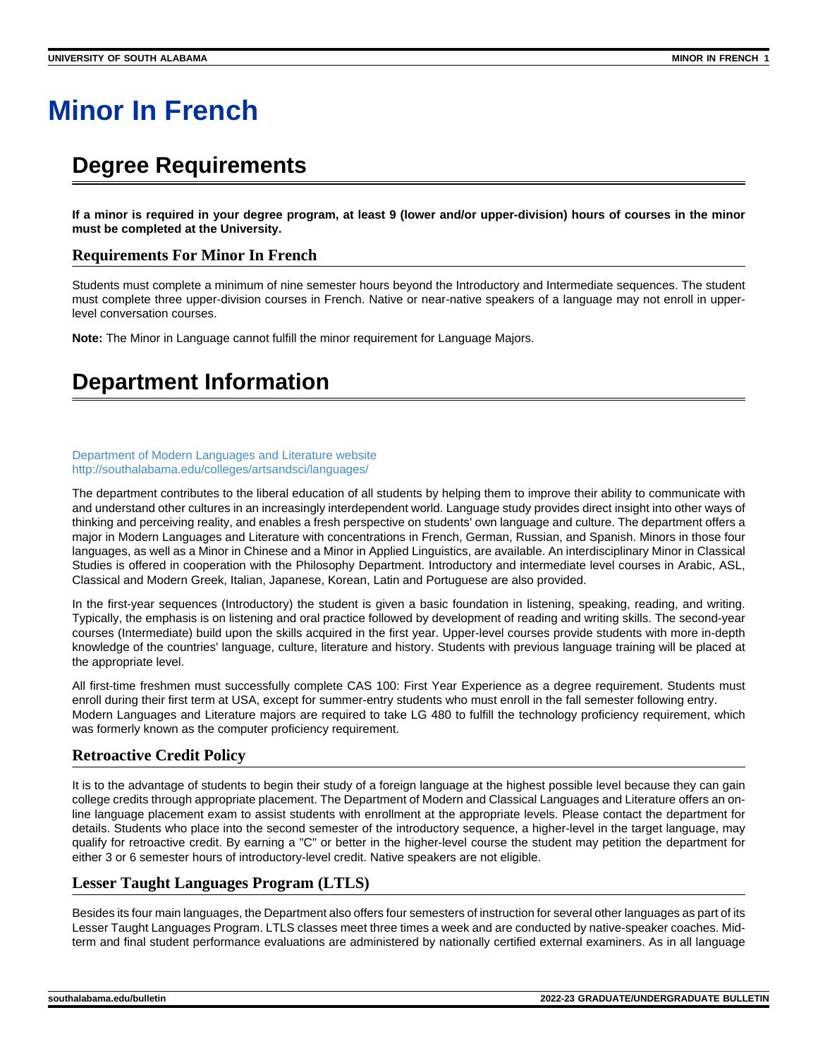# Minor In French

## Degree Requirements

**If a minor is required in your degree program, at least 9 (lower and/or upper-division) hours of courses in the minor must be completed at the University.**

### Requirements For Minor In French

Students must complete a minimum of nine semester hours beyond the Introductory and Intermediate sequences. The student must complete three upper-division courses in French. Native or near-native speakers of a language may not enroll in upper-level conversation courses.

**Note:** The Minor in Language cannot fulfill the minor requirement for Language Majors.

## Department Information

Department of Modern Languages and Literature website
http://southalabama.edu/colleges/artsandsci/languages/

The department contributes to the liberal education of all students by helping them to improve their ability to communicate with and understand other cultures in an increasingly interdependent world. Language study provides direct insight into other ways of thinking and perceiving reality, and enables a fresh perspective on students' own language and culture. The department offers a major in Modern Languages and Literature with concentrations in French, German, Russian, and Spanish. Minors in those four languages, as well as a Minor in Chinese and a Minor in Applied Linguistics, are available. An interdisciplinary Minor in Classical Studies is offered in cooperation with the Philosophy Department. Introductory and intermediate level courses in Arabic, ASL, Classical and Modern Greek, Italian, Japanese, Korean, Latin and Portuguese are also provided.

In the first-year sequences (Introductory) the student is given a basic foundation in listening, speaking, reading, and writing. Typically, the emphasis is on listening and oral practice followed by development of reading and writing skills. The second-year courses (Intermediate) build upon the skills acquired in the first year. Upper-level courses provide students with more in-depth knowledge of the countries' language, culture, literature and history. Students with previous language training will be placed at the appropriate level.

All first-time freshmen must successfully complete CAS 100: First Year Experience as a degree requirement. Students must enroll during their first term at USA, except for summer-entry students who must enroll in the fall semester following entry.
Modern Languages and Literature majors are required to take LG 480 to fulfill the technology proficiency requirement, which was formerly known as the computer proficiency requirement.

### Retroactive Credit Policy

It is to the advantage of students to begin their study of a foreign language at the highest possible level because they can gain college credits through appropriate placement. The Department of Modern and Classical Languages and Literature offers an on-line language placement exam to assist students with enrollment at the appropriate levels. Please contact the department for details. Students who place into the second semester of the introductory sequence, a higher-level in the target language, may qualify for retroactive credit. By earning a "C" or better in the higher-level course the student may petition the department for either 3 or 6 semester hours of introductory-level credit. Native speakers are not eligible.

### Lesser Taught Languages Program (LTLS)

Besides its four main languages, the Department also offers four semesters of instruction for several other languages as part of its Lesser Taught Languages Program. LTLS classes meet three times a week and are conducted by native-speaker coaches. Mid-term and final student performance evaluations are administered by nationally certified external examiners. As in all language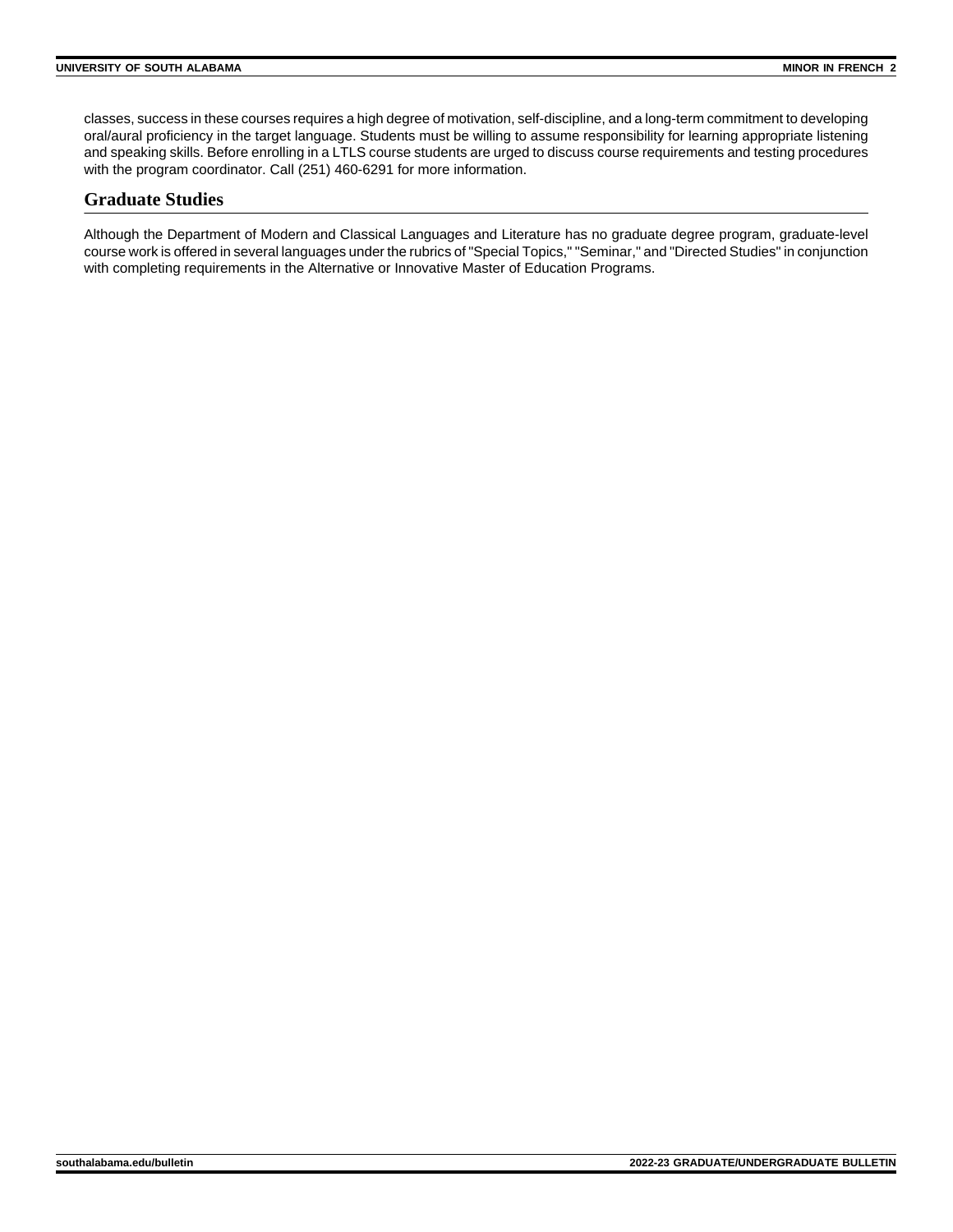classes, success in these courses requires a high degree of motivation, self-discipline, and a long-term commitment to developing oral/aural proficiency in the target language. Students must be willing to assume responsibility for learning appropriate listening and speaking skills. Before enrolling in a LTLS course students are urged to discuss course requirements and testing procedures with the program coordinator. Call (251) 460-6291 for more information.

## Graduate Studies

Although the Department of Modern and Classical Languages and Literature has no graduate degree program, graduate-level course work is offered in several languages under the rubrics of "Special Topics," "Seminar," and "Directed Studies" in conjunction with completing requirements in the Alternative or Innovative Master of Education Programs.